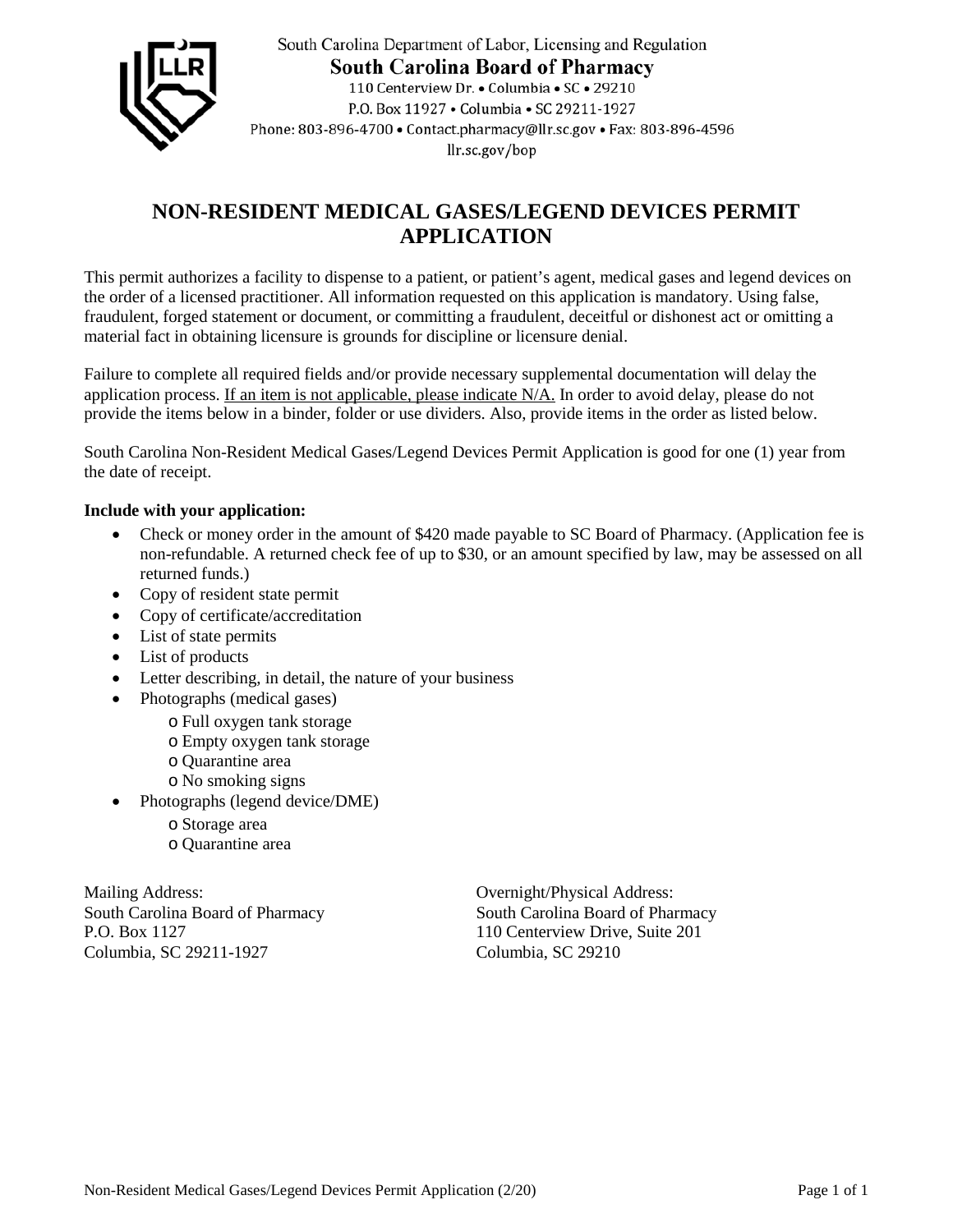South Carolina Department of Labor, Licensing and Regulation

**South Carolina Board of Pharmacy**

110 Centerview Dr. • Columbia • SC • 29210

P.O. Box 11927 • Columbia • SC 29211-1927

Phone: 803-896-4700 • Contact.pharmacy@llr.sc.gov • Fax: 803-896-4596

llr.sc.gov/bop

# NON-RESIDENT MEDICAL GASES/LEGEND DEVICES PERMIT APPLICATION

This permit authorizes a facility to dispense to a patient, or patient's agent, medical gases and legend devices on the order of a licensed practitioner. All information requested on this application is mandatory. Using false, fraudulent, forged statement or document, or committing a fraudulent, deceitful or dishonest act or omitting a material fact in obtaining licensure is grounds for discipline or licensure denial.

Failure to complete all required fields and/or provide necessary supplemental documentation will delay the application process. If an item is not applicable, please indicate N/A. In order to avoid delay, please do not provide the items below in a binder, folder or use dividers. Also, provide items in the order as listed below.

South Carolina Non-Resident Medical Gases/Legend Devices Permit Application is good for one (1) year from the date of receipt.

**Include with your application:**

- Check or money order in the amount of $420 made payable to SC Board of Pharmacy. (Application fee is non-refundable. A returned check fee of up to $30, or an amount specified by law, may be assessed on all returned funds.)
- Copy of resident state permit
- Copy of certificate/accreditation
- List of state permits
- List of products
- Letter describing, in detail, the nature of your business
- Photographs (medical gases)
  - Full oxygen tank storage
  - Empty oxygen tank storage
  - Quarantine area
  - No smoking signs
- Photographs (legend device/DME)
  - Storage area
  - Quarantine area

Mailing Address:
South Carolina Board of Pharmacy
P.O. Box 1127
Columbia, SC 29211-1927

Overnight/Physical Address:
South Carolina Board of Pharmacy
110 Centerview Drive, Suite 201
Columbia, SC 29210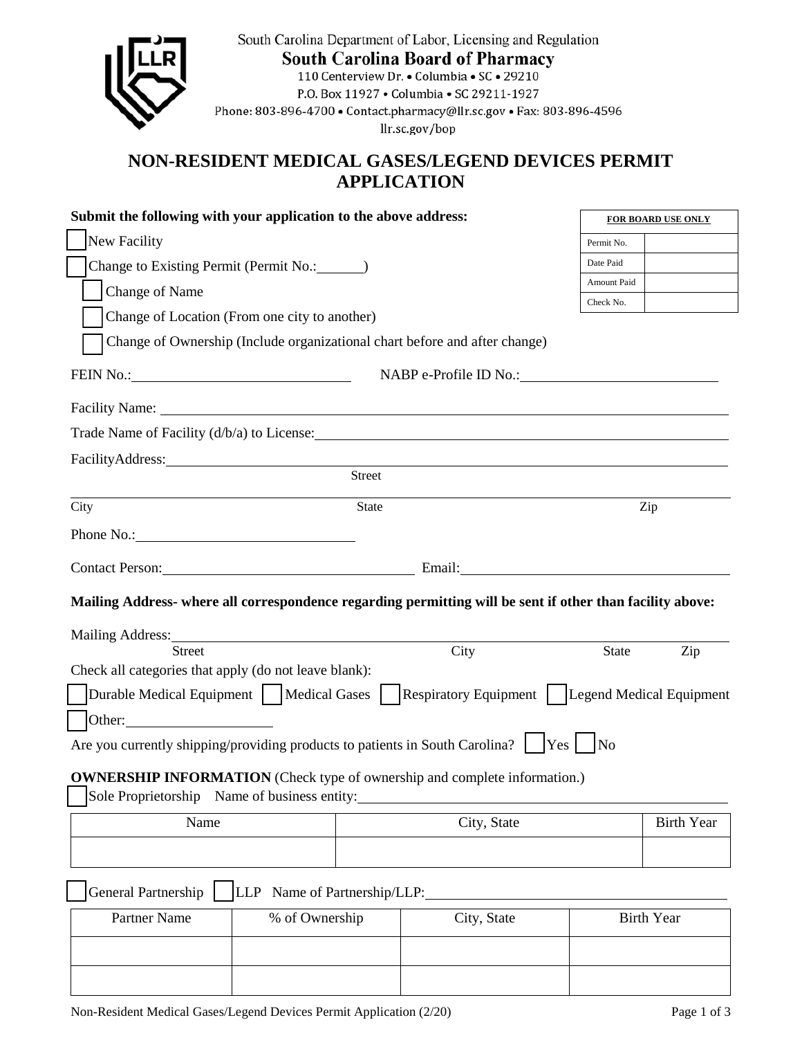South Carolina Department of Labor, Licensing and Regulation

**South Carolina Board of Pharmacy**

110 Centerview Dr. • Columbia • SC • 29210

P.O. Box 11927 • Columbia • SC 29211-1927

Phone: 803-896-4700 • Contact.pharmacy@llr.sc.gov • Fax: 803-896-4596

llr.sc.gov/bop

# NON-RESIDENT MEDICAL GASES/LEGEND DEVICES PERMIT APPLICATION

**Submit the following with your application to the above address:**

| FOR BOARD USE ONLY | |
|---|---|
| Permit No. | |
| Date Paid | |
| Amount Paid | |
| Check No. | |

☐ New Facility

☐ Change to Existing Permit (Permit No.:______)

☐ Change of Name

☐ Change of Location (From one city to another)

☐ Change of Ownership (Include organizational chart before and after change)

FEIN No.:______________________ NABP e-Profile ID No.:______________________

Facility Name: ____________________________________________

Trade Name of Facility (d/b/a) to License: ____________________________________________

FacilityAddress: ____________________________________________
Street

____________________________________________
City State Zip

Phone No.: ______________________

Contact Person: ______________________ Email: ______________________

**Mailing Address- where all correspondence regarding permitting will be sent if other than facility above:**

Mailing Address: ____________________________________________
Street City State Zip

Check all categories that apply (do not leave blank):

☐ Durable Medical Equipment ☐ Medical Gases ☐ Respiratory Equipment ☐ Legend Medical Equipment

☐ Other: ______________

Are you currently shipping/providing products to patients in South Carolina? ☐ Yes ☐ No

**OWNERSHIP INFORMATION** (Check type of ownership and complete information.)

☐ Sole Proprietorship Name of business entity: ____________________________________________

| Name | City, State | Birth Year |
|---|---|---|
| | | |

☐ General Partnership ☐ LLP Name of Partnership/LLP: ____________________________________________

| Partner Name | % of Ownership | City, State | Birth Year |
|---|---|---|---|
| | | | |
| | | | |

Non-Resident Medical Gases/Legend Devices Permit Application (2/20)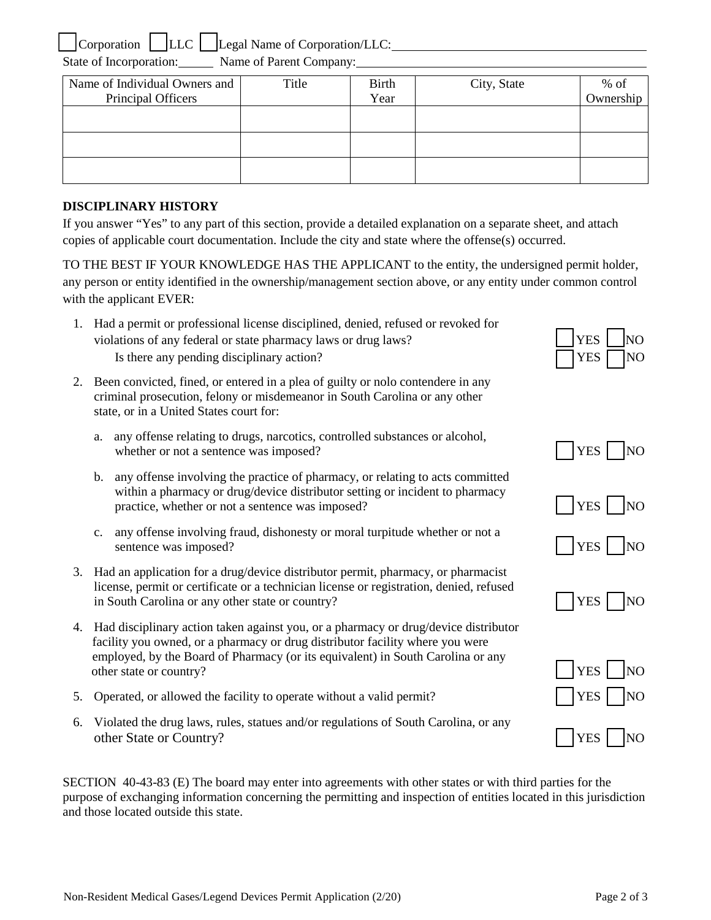☐ Corporation ☐ LLC ☐ Legal Name of Corporation/LLC: ____________________

State of Incorporation: ______ Name of Parent Company: ____________________

| Name of Individual Owners and Principal Officers | Title | Birth Year | City, State | % of Ownership |
|---|---|---|---|---|
| | | | | |
| | | | | |
| | | | | |

**DISCIPLINARY HISTORY**

If you answer "Yes" to any part of this section, provide a detailed explanation on a separate sheet, and attach copies of applicable court documentation. Include the city and state where the offense(s) occurred.

TO THE BEST IF YOUR KNOWLEDGE HAS THE APPLICANT to the entity, the undersigned permit holder, any person or entity identified in the ownership/management section above, or any entity under common control with the applicant EVER:

1. Had a permit or professional license disciplined, denied, refused or revoked for violations of any federal or state pharmacy laws or drug laws? ☐ YES ☐ NO
   Is there any pending disciplinary action? ☐ YES ☐ NO
2. Been convicted, fined, or entered in a plea of guilty or nolo contendere in any criminal prosecution, felony or misdemeanor in South Carolina or any other state, or in a United States court for:
   a. any offense relating to drugs, narcotics, controlled substances or alcohol, whether or not a sentence was imposed? ☐ YES ☐ NO
   b. any offense involving the practice of pharmacy, or relating to acts committed within a pharmacy or drug/device distributor setting or incident to pharmacy practice, whether or not a sentence was imposed? ☐ YES ☐ NO
   c. any offense involving fraud, dishonesty or moral turpitude whether or not a sentence was imposed? ☐ YES ☐ NO
3. Had an application for a drug/device distributor permit, pharmacy, or pharmacist license, permit or certificate or a technician license or registration, denied, refused in South Carolina or any other state or country? ☐ YES ☐ NO
4. Had disciplinary action taken against you, or a pharmacy or drug/device distributor facility you owned, or a pharmacy or drug distributor facility where you were employed, by the Board of Pharmacy (or its equivalent) in South Carolina or any other state or country? ☐ YES ☐ NO
5. Operated, or allowed the facility to operate without a valid permit? ☐ YES ☐ NO
6. Violated the drug laws, rules, statues and/or regulations of South Carolina, or any other State or Country? ☐ YES ☐ NO

SECTION 40-43-83 (E) The board may enter into agreements with other states or with third parties for the purpose of exchanging information concerning the permitting and inspection of entities located in this jurisdiction and those located outside this state.

Non-Resident Medical Gases/Legend Devices Permit Application (2/20)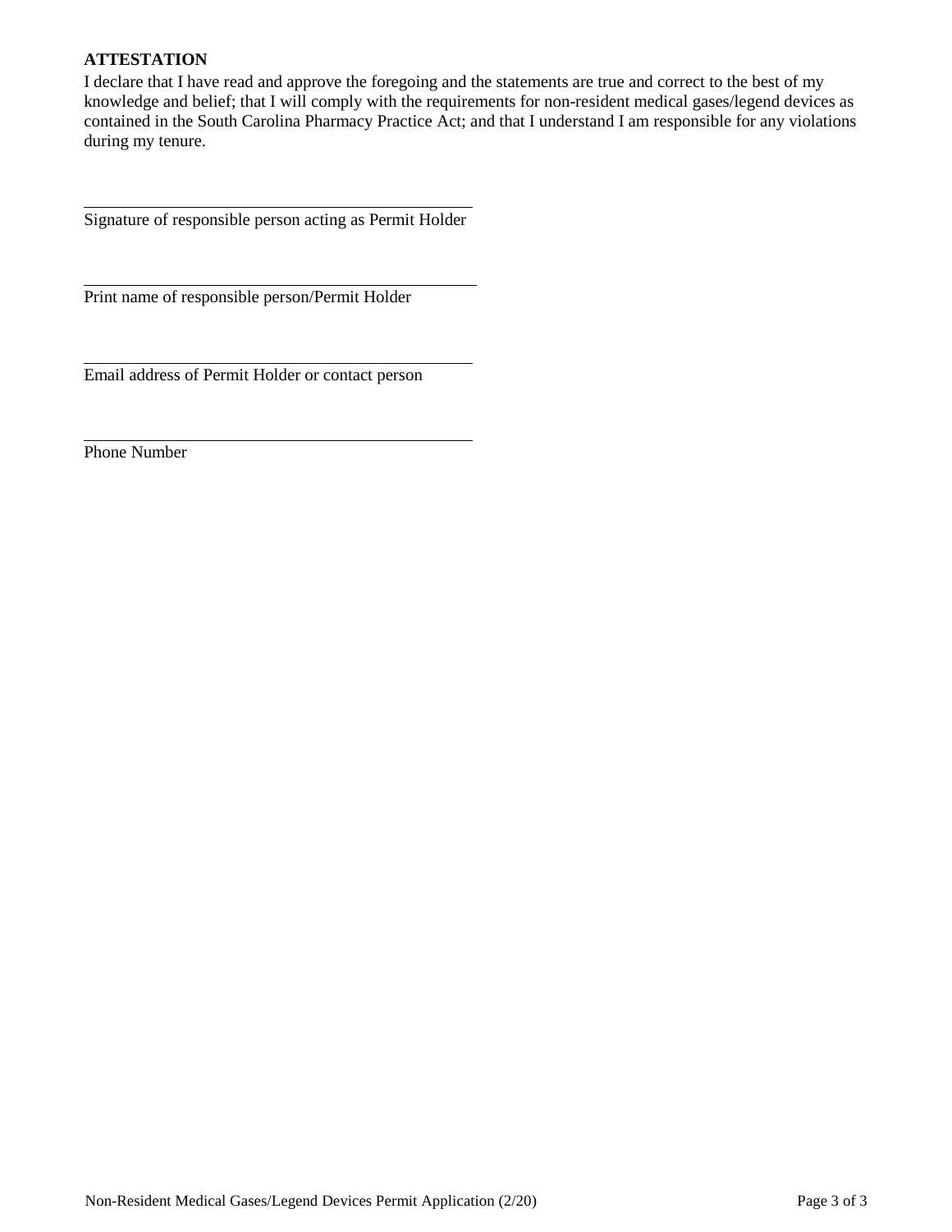**ATTESTATION**

I declare that I have read and approve the foregoing and the statements are true and correct to the best of my knowledge and belief; that I will comply with the requirements for non-resident medical gases/legend devices as contained in the South Carolina Pharmacy Practice Act; and that I understand I am responsible for any violations during my tenure.

\_\_\_\_\_\_\_\_\_\_\_\_\_\_\_\_\_\_\_\_\_\_\_\_\_\_\_\_\_\_\_\_\_\_\_\_\_\_\_\_\_\_\_\_

Signature of responsible person acting as Permit Holder

\_\_\_\_\_\_\_\_\_\_\_\_\_\_\_\_\_\_\_\_\_\_\_\_\_\_\_\_\_\_\_\_\_\_\_\_\_\_\_\_\_\_\_\_

Print name of responsible person/Permit Holder

\_\_\_\_\_\_\_\_\_\_\_\_\_\_\_\_\_\_\_\_\_\_\_\_\_\_\_\_\_\_\_\_\_\_\_\_\_\_\_\_\_\_\_\_

Email address of Permit Holder or contact person

\_\_\_\_\_\_\_\_\_\_\_\_\_\_\_\_\_\_\_\_\_\_\_\_\_\_\_\_\_\_\_\_\_\_\_\_\_\_\_\_\_\_\_\_

Phone Number